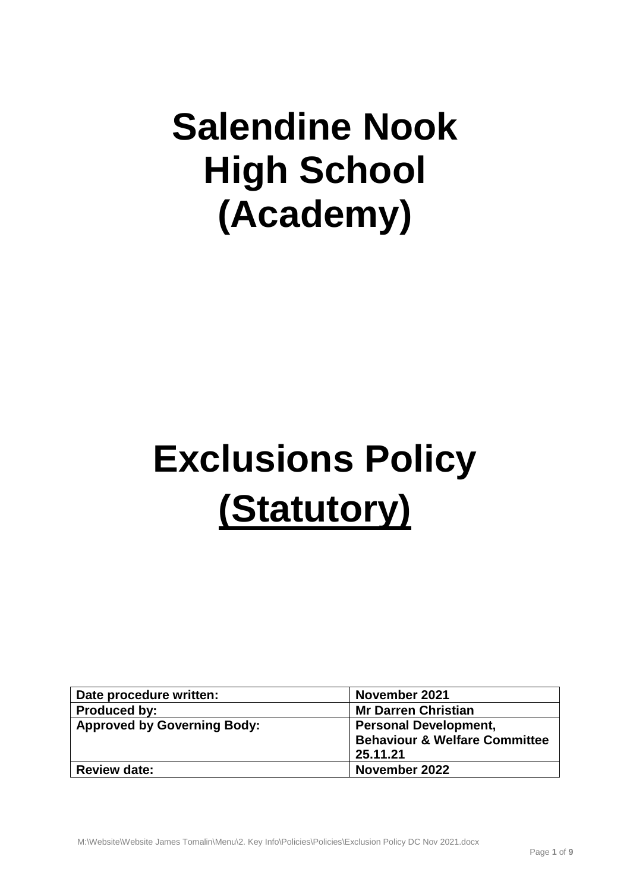# Salendine Nook High School (Academy)

# Exclusions Policy <u>(Statutory)</u>

| **Date procedure written:** | **November 2021** |
|---|---|
| **Produced by:** | **Mr Darren Christian** |
| **Approved by Governing Body:** | **Personal Development, Behaviour & Welfare Committee 25.11.21** |
| **Review date:** | **November 2022** |

M:\Website\Website James Tomalin\Menu\2. Key Info\Policies\Policies\Exclusion Policy DC Nov 2021.docx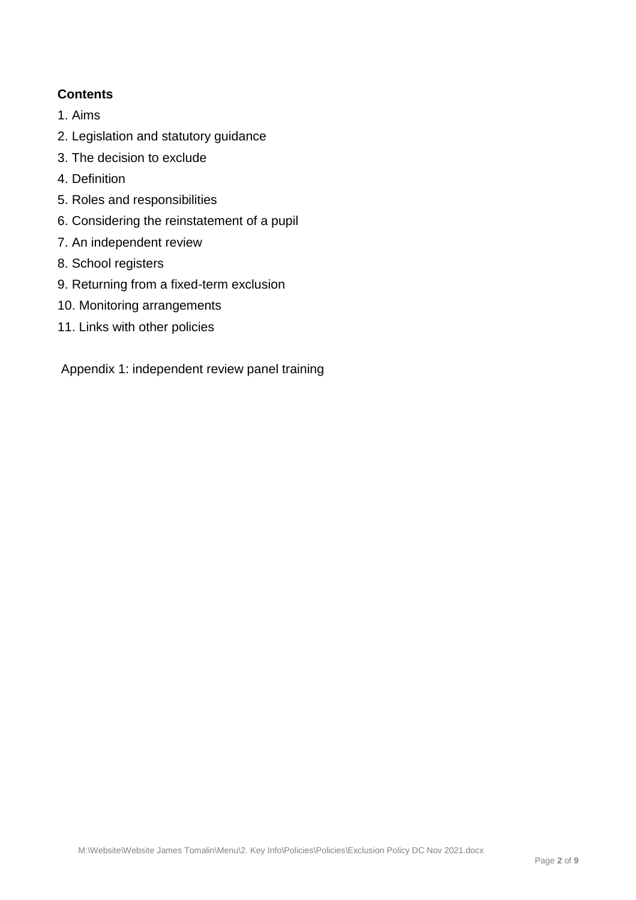**Contents**

1. Aims
2. Legislation and statutory guidance
3. The decision to exclude
4. Definition
5. Roles and responsibilities
6. Considering the reinstatement of a pupil
7. An independent review
8. School registers
9. Returning from a fixed-term exclusion
10. Monitoring arrangements
11. Links with other policies

Appendix 1: independent review panel training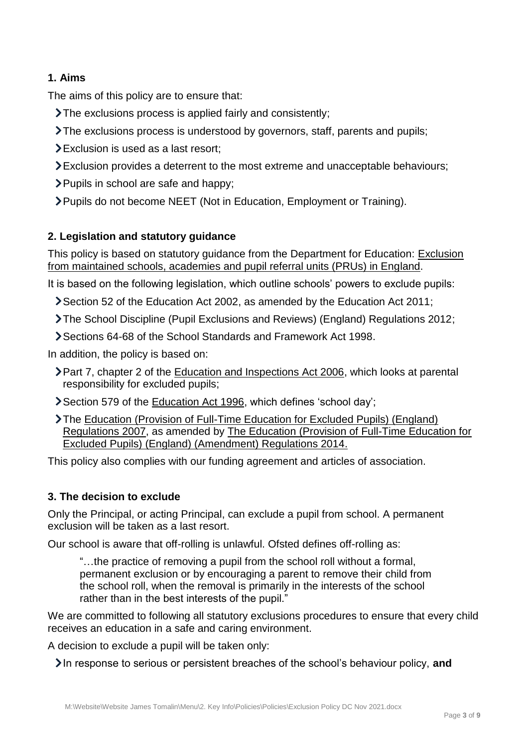## 1. Aims

The aims of this policy are to ensure that:

- The exclusions process is applied fairly and consistently;
- The exclusions process is understood by governors, staff, parents and pupils;
- Exclusion is used as a last resort;
- Exclusion provides a deterrent to the most extreme and unacceptable behaviours;
- Pupils in school are safe and happy;
- Pupils do not become NEET (Not in Education, Employment or Training).

## 2. Legislation and statutory guidance

This policy is based on statutory guidance from the Department for Education: Exclusion from maintained schools, academies and pupil referral units (PRUs) in England.

It is based on the following legislation, which outline schools' powers to exclude pupils:

- Section 52 of the Education Act 2002, as amended by the Education Act 2011;
- The School Discipline (Pupil Exclusions and Reviews) (England) Regulations 2012;
- Sections 64-68 of the School Standards and Framework Act 1998.

In addition, the policy is based on:

- Part 7, chapter 2 of the Education and Inspections Act 2006, which looks at parental responsibility for excluded pupils;
- Section 579 of the Education Act 1996, which defines 'school day';
- The Education (Provision of Full-Time Education for Excluded Pupils) (England) Regulations 2007, as amended by The Education (Provision of Full-Time Education for Excluded Pupils) (England) (Amendment) Regulations 2014.

This policy also complies with our funding agreement and articles of association.

## 3. The decision to exclude

Only the Principal, or acting Principal, can exclude a pupil from school. A permanent exclusion will be taken as a last resort.

Our school is aware that off-rolling is unlawful. Ofsted defines off-rolling as:

> "…the practice of removing a pupil from the school roll without a formal, permanent exclusion or by encouraging a parent to remove their child from the school roll, when the removal is primarily in the interests of the school rather than in the best interests of the pupil."

We are committed to following all statutory exclusions procedures to ensure that every child receives an education in a safe and caring environment.

A decision to exclude a pupil will be taken only:

- In response to serious or persistent breaches of the school's behaviour policy, **and**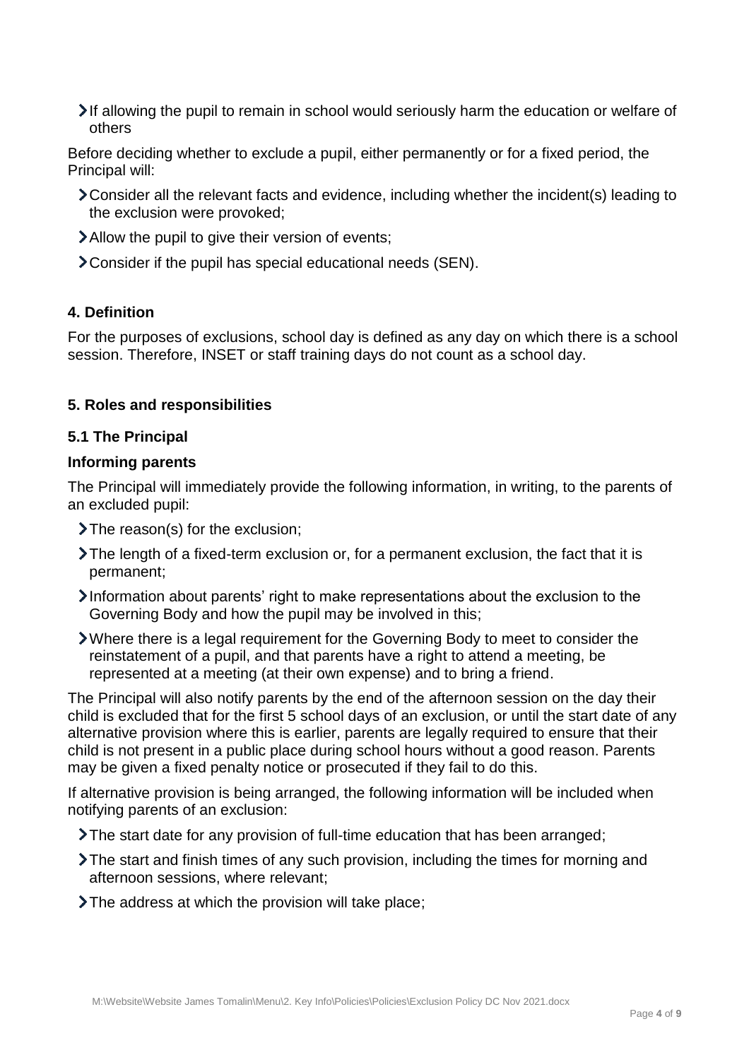- If allowing the pupil to remain in school would seriously harm the education or welfare of others

Before deciding whether to exclude a pupil, either permanently or for a fixed period, the Principal will:

- Consider all the relevant facts and evidence, including whether the incident(s) leading to the exclusion were provoked;
- Allow the pupil to give their version of events;
- Consider if the pupil has special educational needs (SEN).

## 4. Definition

For the purposes of exclusions, school day is defined as any day on which there is a school session. Therefore, INSET or staff training days do not count as a school day.

## 5. Roles and responsibilities

### 5.1 The Principal

#### Informing parents

The Principal will immediately provide the following information, in writing, to the parents of an excluded pupil:

- The reason(s) for the exclusion;
- The length of a fixed-term exclusion or, for a permanent exclusion, the fact that it is permanent;
- Information about parents' right to make representations about the exclusion to the Governing Body and how the pupil may be involved in this;
- Where there is a legal requirement for the Governing Body to meet to consider the reinstatement of a pupil, and that parents have a right to attend a meeting, be represented at a meeting (at their own expense) and to bring a friend.

The Principal will also notify parents by the end of the afternoon session on the day their child is excluded that for the first 5 school days of an exclusion, or until the start date of any alternative provision where this is earlier, parents are legally required to ensure that their child is not present in a public place during school hours without a good reason. Parents may be given a fixed penalty notice or prosecuted if they fail to do this.

If alternative provision is being arranged, the following information will be included when notifying parents of an exclusion:

- The start date for any provision of full-time education that has been arranged;
- The start and finish times of any such provision, including the times for morning and afternoon sessions, where relevant;
- The address at which the provision will take place;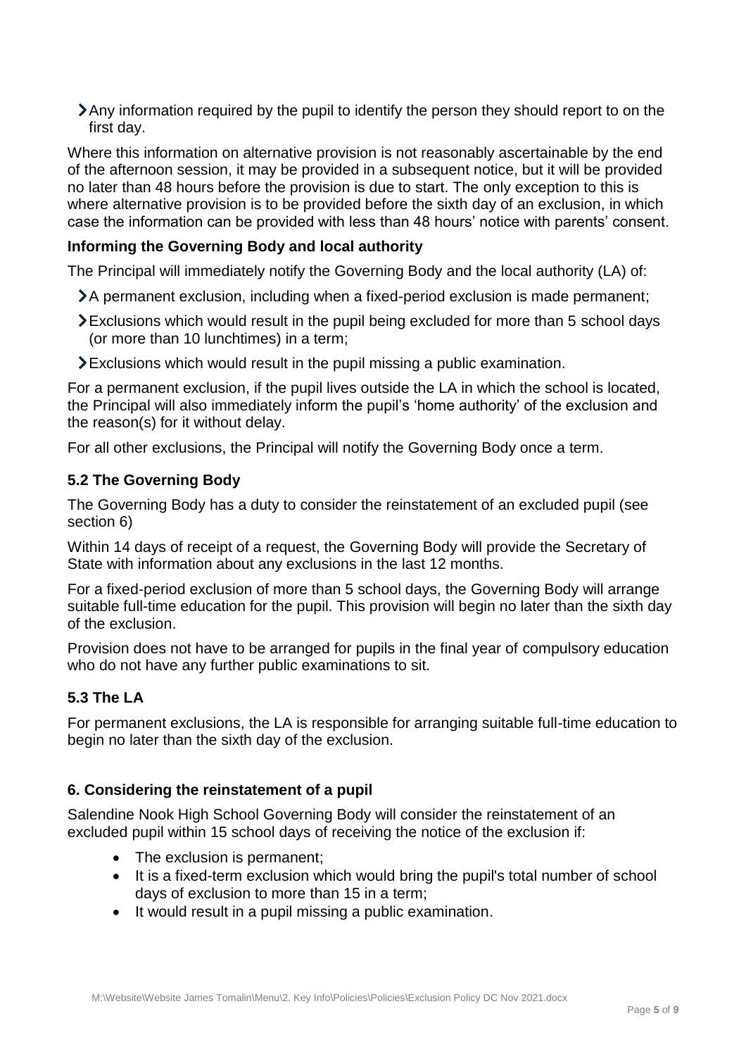- Any information required by the pupil to identify the person they should report to on the first day.

Where this information on alternative provision is not reasonably ascertainable by the end of the afternoon session, it may be provided in a subsequent notice, but it will be provided no later than 48 hours before the provision is due to start. The only exception to this is where alternative provision is to be provided before the sixth day of an exclusion, in which case the information can be provided with less than 48 hours' notice with parents' consent.

**Informing the Governing Body and local authority**

The Principal will immediately notify the Governing Body and the local authority (LA) of:

- A permanent exclusion, including when a fixed-period exclusion is made permanent;
- Exclusions which would result in the pupil being excluded for more than 5 school days (or more than 10 lunchtimes) in a term;
- Exclusions which would result in the pupil missing a public examination.

For a permanent exclusion, if the pupil lives outside the LA in which the school is located, the Principal will also immediately inform the pupil's 'home authority' of the exclusion and the reason(s) for it without delay.

For all other exclusions, the Principal will notify the Governing Body once a term.

### 5.2 The Governing Body

The Governing Body has a duty to consider the reinstatement of an excluded pupil (see section 6)

Within 14 days of receipt of a request, the Governing Body will provide the Secretary of State with information about any exclusions in the last 12 months.

For a fixed-period exclusion of more than 5 school days, the Governing Body will arrange suitable full-time education for the pupil. This provision will begin no later than the sixth day of the exclusion.

Provision does not have to be arranged for pupils in the final year of compulsory education who do not have any further public examinations to sit.

### 5.3 The LA

For permanent exclusions, the LA is responsible for arranging suitable full-time education to begin no later than the sixth day of the exclusion.

## 6. Considering the reinstatement of a pupil

Salendine Nook High School Governing Body will consider the reinstatement of an excluded pupil within 15 school days of receiving the notice of the exclusion if:

- The exclusion is permanent;
- It is a fixed-term exclusion which would bring the pupil's total number of school days of exclusion to more than 15 in a term;
- It would result in a pupil missing a public examination.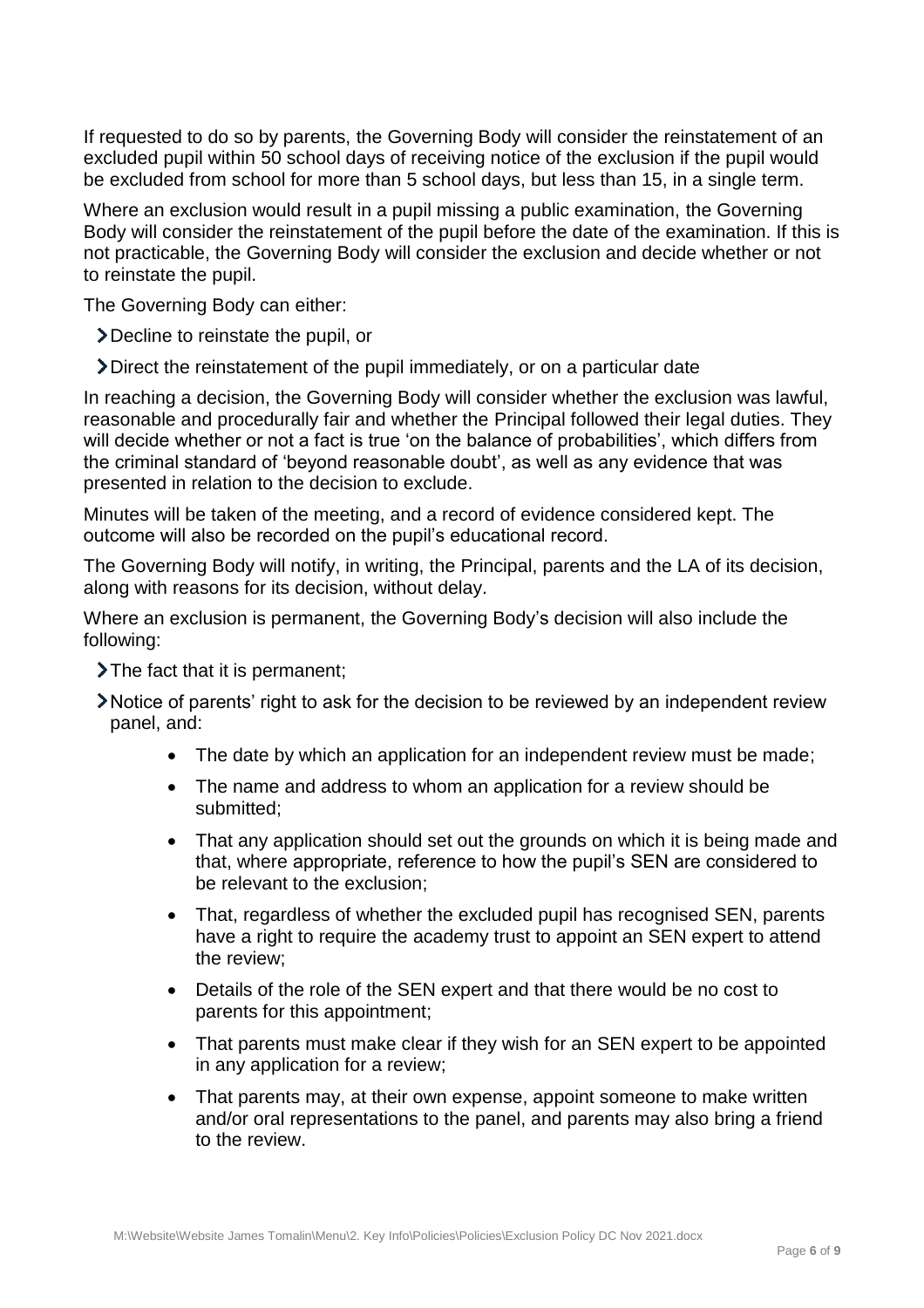If requested to do so by parents, the Governing Body will consider the reinstatement of an excluded pupil within 50 school days of receiving notice of the exclusion if the pupil would be excluded from school for more than 5 school days, but less than 15, in a single term.

Where an exclusion would result in a pupil missing a public examination, the Governing Body will consider the reinstatement of the pupil before the date of the examination. If this is not practicable, the Governing Body will consider the exclusion and decide whether or not to reinstate the pupil.

The Governing Body can either:

- Decline to reinstate the pupil, or
- Direct the reinstatement of the pupil immediately, or on a particular date

In reaching a decision, the Governing Body will consider whether the exclusion was lawful, reasonable and procedurally fair and whether the Principal followed their legal duties. They will decide whether or not a fact is true 'on the balance of probabilities', which differs from the criminal standard of 'beyond reasonable doubt', as well as any evidence that was presented in relation to the decision to exclude.

Minutes will be taken of the meeting, and a record of evidence considered kept. The outcome will also be recorded on the pupil's educational record.

The Governing Body will notify, in writing, the Principal, parents and the LA of its decision, along with reasons for its decision, without delay.

Where an exclusion is permanent, the Governing Body's decision will also include the following:

- The fact that it is permanent;
- Notice of parents' right to ask for the decision to be reviewed by an independent review panel, and:
    - The date by which an application for an independent review must be made;
    - The name and address to whom an application for a review should be submitted;
    - That any application should set out the grounds on which it is being made and that, where appropriate, reference to how the pupil's SEN are considered to be relevant to the exclusion;
    - That, regardless of whether the excluded pupil has recognised SEN, parents have a right to require the academy trust to appoint an SEN expert to attend the review;
    - Details of the role of the SEN expert and that there would be no cost to parents for this appointment;
    - That parents must make clear if they wish for an SEN expert to be appointed in any application for a review;
    - That parents may, at their own expense, appoint someone to make written and/or oral representations to the panel, and parents may also bring a friend to the review.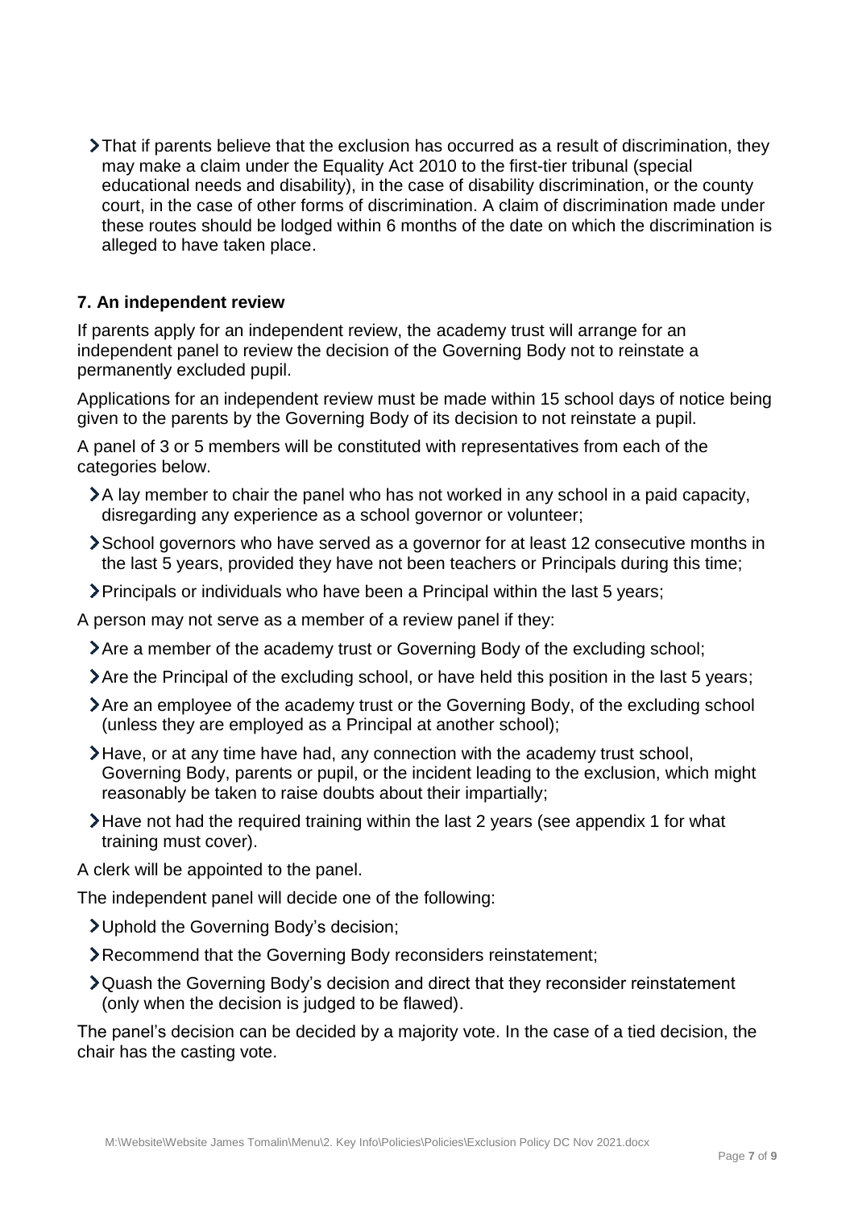- That if parents believe that the exclusion has occurred as a result of discrimination, they may make a claim under the Equality Act 2010 to the first-tier tribunal (special educational needs and disability), in the case of disability discrimination, or the county court, in the case of other forms of discrimination. A claim of discrimination made under these routes should be lodged within 6 months of the date on which the discrimination is alleged to have taken place.

## 7. An independent review

If parents apply for an independent review, the academy trust will arrange for an independent panel to review the decision of the Governing Body not to reinstate a permanently excluded pupil.

Applications for an independent review must be made within 15 school days of notice being given to the parents by the Governing Body of its decision to not reinstate a pupil.

A panel of 3 or 5 members will be constituted with representatives from each of the categories below.

- A lay member to chair the panel who has not worked in any school in a paid capacity, disregarding any experience as a school governor or volunteer;
- School governors who have served as a governor for at least 12 consecutive months in the last 5 years, provided they have not been teachers or Principals during this time;
- Principals or individuals who have been a Principal within the last 5 years;

A person may not serve as a member of a review panel if they:

- Are a member of the academy trust or Governing Body of the excluding school;
- Are the Principal of the excluding school, or have held this position in the last 5 years;
- Are an employee of the academy trust or the Governing Body, of the excluding school (unless they are employed as a Principal at another school);
- Have, or at any time have had, any connection with the academy trust school, Governing Body, parents or pupil, or the incident leading to the exclusion, which might reasonably be taken to raise doubts about their impartially;
- Have not had the required training within the last 2 years (see appendix 1 for what training must cover).

A clerk will be appointed to the panel.

The independent panel will decide one of the following:

- Uphold the Governing Body's decision;
- Recommend that the Governing Body reconsiders reinstatement;
- Quash the Governing Body's decision and direct that they reconsider reinstatement (only when the decision is judged to be flawed).

The panel's decision can be decided by a majority vote. In the case of a tied decision, the chair has the casting vote.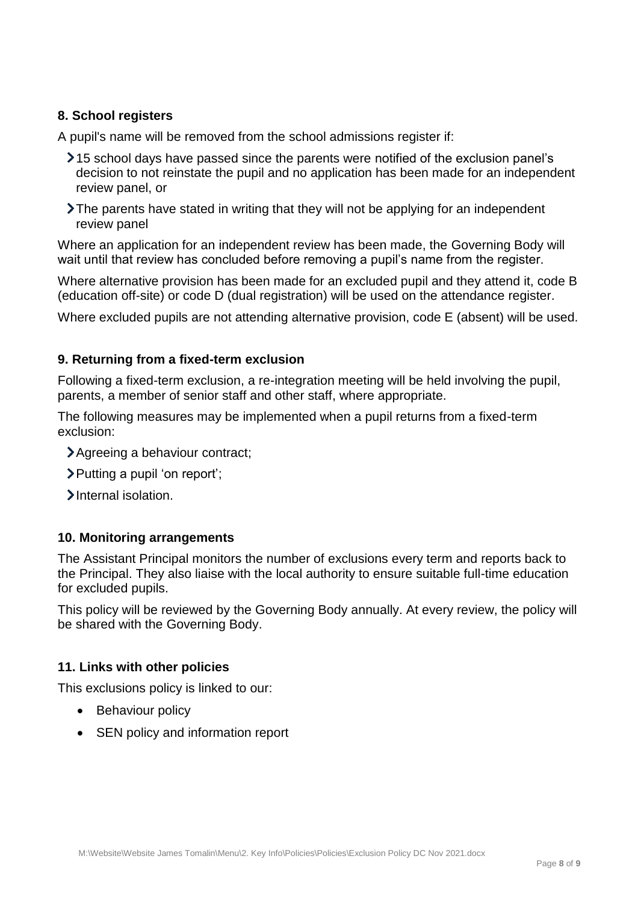## 8. School registers

A pupil's name will be removed from the school admissions register if:

- 15 school days have passed since the parents were notified of the exclusion panel's decision to not reinstate the pupil and no application has been made for an independent review panel, or
- The parents have stated in writing that they will not be applying for an independent review panel

Where an application for an independent review has been made, the Governing Body will wait until that review has concluded before removing a pupil's name from the register.

Where alternative provision has been made for an excluded pupil and they attend it, code B (education off-site) or code D (dual registration) will be used on the attendance register.

Where excluded pupils are not attending alternative provision, code E (absent) will be used.

## 9. Returning from a fixed-term exclusion

Following a fixed-term exclusion, a re-integration meeting will be held involving the pupil, parents, a member of senior staff and other staff, where appropriate.

The following measures may be implemented when a pupil returns from a fixed-term exclusion:

- Agreeing a behaviour contract;
- Putting a pupil 'on report';
- Internal isolation.

## 10. Monitoring arrangements

The Assistant Principal monitors the number of exclusions every term and reports back to the Principal. They also liaise with the local authority to ensure suitable full-time education for excluded pupils.

This policy will be reviewed by the Governing Body annually. At every review, the policy will be shared with the Governing Body.

## 11. Links with other policies

This exclusions policy is linked to our:

- Behaviour policy
- SEN policy and information report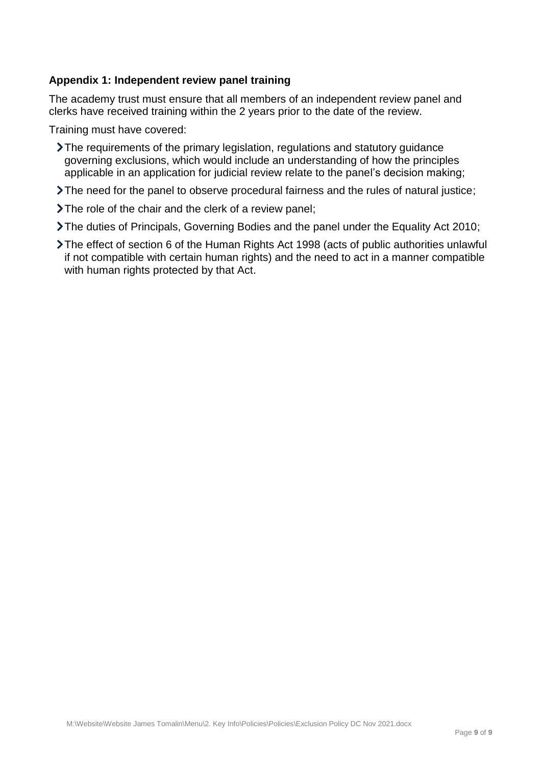**Appendix 1: Independent review panel training**

The academy trust must ensure that all members of an independent review panel and clerks have received training within the 2 years prior to the date of the review.

Training must have covered:

- The requirements of the primary legislation, regulations and statutory guidance governing exclusions, which would include an understanding of how the principles applicable in an application for judicial review relate to the panel's decision making;
- The need for the panel to observe procedural fairness and the rules of natural justice;
- The role of the chair and the clerk of a review panel;
- The duties of Principals, Governing Bodies and the panel under the Equality Act 2010;
- The effect of section 6 of the Human Rights Act 1998 (acts of public authorities unlawful if not compatible with certain human rights) and the need to act in a manner compatible with human rights protected by that Act.